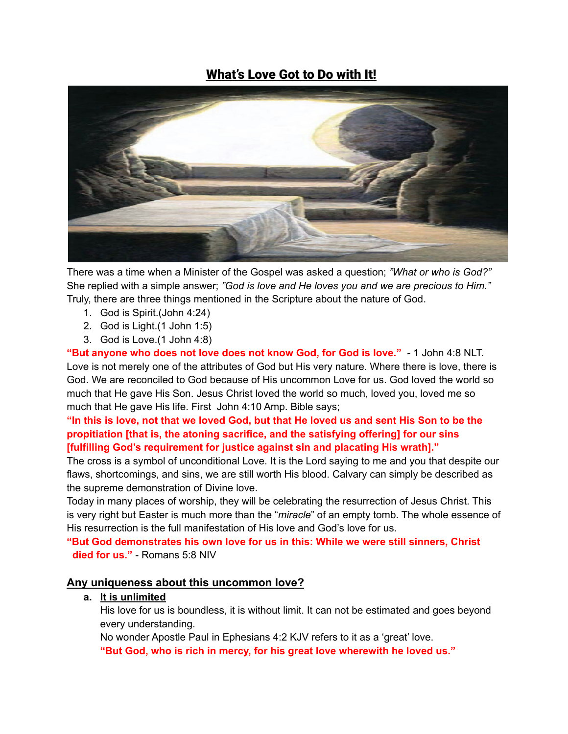# What's Love Got to Do with It!

There was a time when a Minister of the Gospel was asked a question; *"What or who is God?"* She replied with a simple answer; *"God is love and He loves you and we are precious to Him."* Truly, there are three things mentioned in the Scripture about the nature of God.

1. God is Spirit.(John 4:24)
2. God is Light.(1 John 1:5)
3. God is Love.(1 John 4:8)

**"But anyone who does not love does not know God, for God is love."** - 1 John 4:8 NLT.

Love is not merely one of the attributes of God but His very nature. Where there is love, there is God. We are reconciled to God because of His uncommon Love for us. God loved the world so much that He gave His Son. Jesus Christ loved the world so much, loved you, loved me so much that He gave His life. First John 4:10 Amp. Bible says;

**"In this is love, not that we loved God, but that He loved us and sent His Son to be the propitiation [that is, the atoning sacrifice, and the satisfying offering] for our sins [fulfilling God's requirement for justice against sin and placating His wrath]."**

The cross is a symbol of unconditional Love. It is the Lord saying to me and you that despite our flaws, shortcomings, and sins, we are still worth His blood. Calvary can simply be described as the supreme demonstration of Divine love.

Today in many places of worship, they will be celebrating the resurrection of Jesus Christ. This is very right but Easter is much more than the "*miracle*" of an empty tomb. The whole essence of His resurrection is the full manifestation of His love and God's love for us.

**"But God demonstrates his own love for us in this: While we were still sinners, Christ died for us."** - Romans 5:8 NIV

## Any uniqueness about this uncommon love?

a. **It is unlimited**

His love for us is boundless, it is without limit. It can not be estimated and goes beyond every understanding.

No wonder Apostle Paul in Ephesians 4:2 KJV refers to it as a 'great' love.

**"But God, who is rich in mercy, for his great love wherewith he loved us."**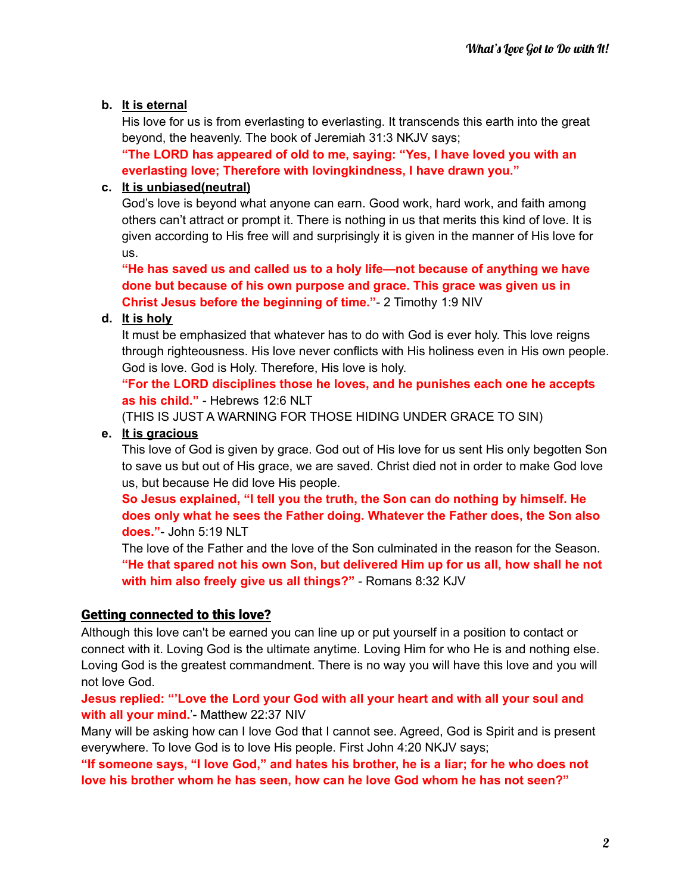b. **<u>It is eternal</u>**
   His love for us is from everlasting to everlasting. It transcends this earth into the great beyond, the heavenly. The book of Jeremiah 31:3 NKJV says;
   **"The LORD has appeared of old to me, saying: "Yes, I have loved you with an everlasting love; Therefore with lovingkindness, I have drawn you."**

c. **<u>It is unbiased(neutral)</u>**
   God's love is beyond what anyone can earn. Good work, hard work, and faith among others can't attract or prompt it. There is nothing in us that merits this kind of love. It is given according to His free will and surprisingly it is given in the manner of His love for us.
   **"He has saved us and called us to a holy life—not because of anything we have done but because of his own purpose and grace. This grace was given us in Christ Jesus before the beginning of time."**- 2 Timothy 1:9 NIV

d. **<u>It is holy</u>**
   It must be emphasized that whatever has to do with God is ever holy. This love reigns through righteousness. His love never conflicts with His holiness even in His own people. God is love. God is Holy. Therefore, His love is holy.
   **"For the LORD disciplines those he loves, and he punishes each one he accepts as his child."** - Hebrews 12:6 NLT
   (THIS IS JUST A WARNING FOR THOSE HIDING UNDER GRACE TO SIN)

e. **<u>It is gracious</u>**
   This love of God is given by grace. God out of His love for us sent His only begotten Son to save us but out of His grace, we are saved. Christ died not in order to make God love us, but because He did love His people.
   **So Jesus explained, "I tell you the truth, the Son can do nothing by himself. He does only what he sees the Father doing. Whatever the Father does, the Son also does."**- John 5:19 NLT
   The love of the Father and the love of the Son culminated in the reason for the Season.
   **"He that spared not his own Son, but delivered Him up for us all, how shall he not with him also freely give us all things?"** - Romans 8:32 KJV

## <u>Getting connected to this love?</u>

Although this love can't be earned you can line up or put yourself in a position to contact or connect with it. Loving God is the ultimate anytime. Loving Him for who He is and nothing else. Loving God is the greatest commandment. There is no way you will have this love and you will not love God.

**Jesus replied: "'Love the Lord your God with all your heart and with all your soul and with all your mind.**'- Matthew 22:37 NIV

Many will be asking how can I love God that I cannot see. Agreed, God is Spirit and is present everywhere. To love God is to love His people. First John 4:20 NKJV says;

**"If someone says, "I love God," and hates his brother, he is a liar; for he who does not love his brother whom he has seen, how can he love God whom he has not seen?"**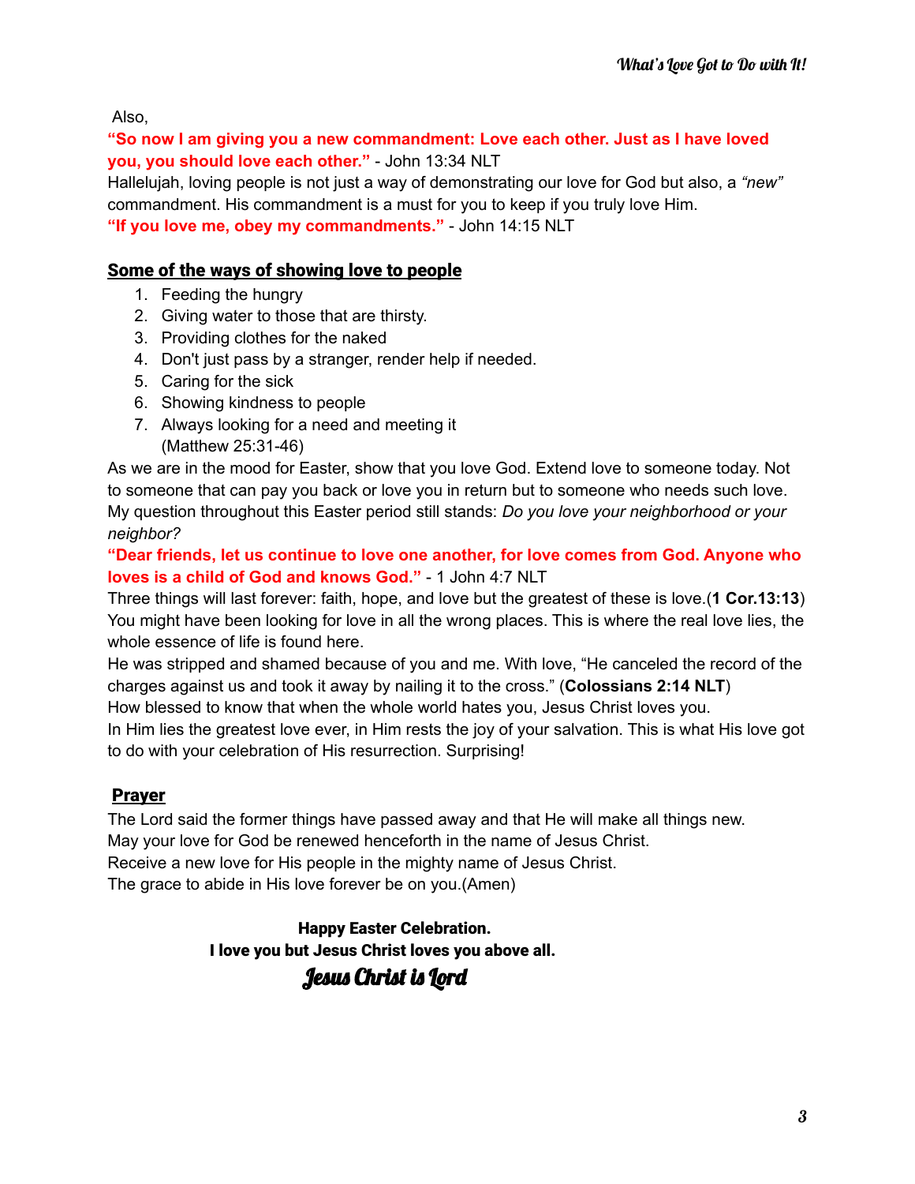Also,

**"So now I am giving you a new commandment: Love each other. Just as I have loved you, you should love each other."** - John 13:34 NLT

Hallelujah, loving people is not just a way of demonstrating our love for God but also, a *"new"* commandment. His commandment is a must for you to keep if you truly love Him.

**"If you love me, obey my commandments."** - John 14:15 NLT

## Some of the ways of showing love to people

1. Feeding the hungry
2. Giving water to those that are thirsty.
3. Providing clothes for the naked
4. Don't just pass by a stranger, render help if needed.
5. Caring for the sick
6. Showing kindness to people
7. Always looking for a need and meeting it
   (Matthew 25:31-46)

As we are in the mood for Easter, show that you love God. Extend love to someone today. Not to someone that can pay you back or love you in return but to someone who needs such love. My question throughout this Easter period still stands: *Do you love your neighborhood or your neighbor?*

**"Dear friends, let us continue to love one another, for love comes from God. Anyone who loves is a child of God and knows God."** - 1 John 4:7 NLT

Three things will last forever: faith, hope, and love but the greatest of these is love.(**1 Cor.13:13**)

You might have been looking for love in all the wrong places. This is where the real love lies, the whole essence of life is found here.

He was stripped and shamed because of you and me. With love, "He canceled the record of the charges against us and took it away by nailing it to the cross." (**Colossians 2:14 NLT**)

How blessed to know that when the whole world hates you, Jesus Christ loves you.

In Him lies the greatest love ever, in Him rests the joy of your salvation. This is what His love got to do with your celebration of His resurrection. Surprising!

## Prayer

The Lord said the former things have passed away and that He will make all things new.
May your love for God be renewed henceforth in the name of Jesus Christ.
Receive a new love for His people in the mighty name of Jesus Christ.
The grace to abide in His love forever be on you.(Amen)

**Happy Easter Celebration.**
**I love you but Jesus Christ loves you above all.**

***Jesus Christ is Lord***